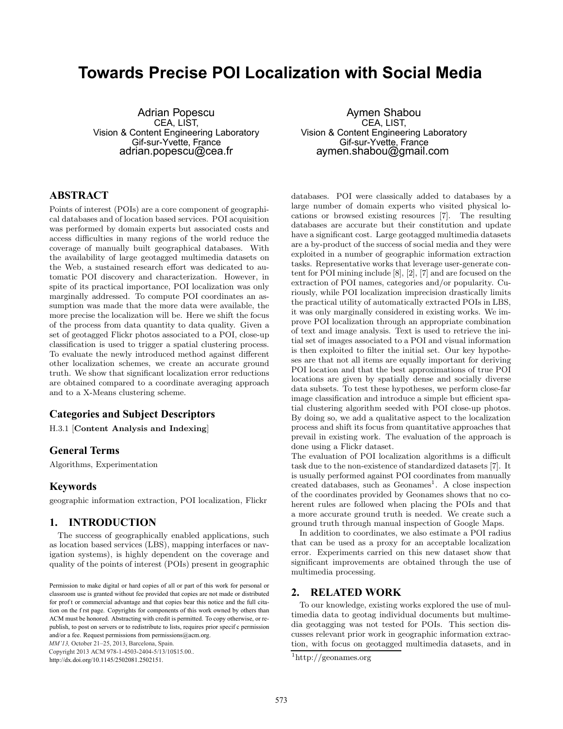# Towards Precise POI Localization with Social Media

Adrian Popescu
CEA, LIST,
Vision & Content Engineering Laboratory
Gif-sur-Yvette, France
adrian.popescu@cea.fr

Aymen Shabou
CEA, LIST,
Vision & Content Engineering Laboratory
Gif-sur-Yvette, France
aymen.shabou@gmail.com

## ABSTRACT

Points of interest (POIs) are a core component of geographical databases and of location based services. POI acquisition was performed by domain experts but associated costs and access difficulties in many regions of the world reduce the coverage of manually built geographical databases. With the availability of large geotagged multimedia datasets on the Web, a sustained research effort was dedicated to automatic POI discovery and characterization. However, in spite of its practical importance, POI localization was only marginally addressed. To compute POI coordinates an assumption was made that the more data were available, the more precise the localization will be. Here we shift the focus of the process from data quantity to data quality. Given a set of geotagged Flickr photos associated to a POI, close-up classification is used to trigger a spatial clustering process. To evaluate the newly introduced method against different other localization schemes, we create an accurate ground truth. We show that significant localization error reductions are obtained compared to a coordinate averaging approach and to a X-Means clustering scheme.

## Categories and Subject Descriptors

H.3.1 [**Content Analysis and Indexing**]

## General Terms

Algorithms, Experimentation

## Keywords

geographic information extraction, POI localization, Flickr

## 1. INTRODUCTION

The success of geographically enabled applications, such as location based services (LBS), mapping interfaces or navigation systems), is highly dependent on the coverage and quality of the points of interest (POIs) present in geographic databases. POI were classically added to databases by a large number of domain experts who visited physical locations or browsed existing resources [7]. The resulting databases are accurate but their constitution and update have a significant cost. Large geotagged multimedia datasets are a by-product of the success of social media and they were exploited in a number of geographic information extraction tasks. Representative works that leverage user-generate content for POI mining include [8], [2], [7] and are focused on the extraction of POI names, categories and/or popularity. Curiously, while POI localization imprecision drastically limits the practical utility of automatically extracted POIs in LBS, it was only marginally considered in existing works. We improve POI localization through an appropriate combination of text and image analysis. Text is used to retrieve the initial set of images associated to a POI and visual information is then exploited to filter the initial set. Our key hypotheses are that not all items are equally important for deriving POI location and that the best approximations of true POI locations are given by spatially dense and socially diverse data subsets. To test these hypotheses, we perform close-far image classification and introduce a simple but efficient spatial clustering algorithm seeded with POI close-up photos. By doing so, we add a qualitative aspect to the localization process and shift its focus from quantitative approaches that prevail in existing work. The evaluation of the approach is done using a Flickr dataset.

The evaluation of POI localization algorithms is a difficult task due to the non-existence of standardized datasets [7]. It is usually performed against POI coordinates from manually created databases, such as Geonames[1]. A close inspection of the coordinates provided by Geonames shows that no coherent rules are followed when placing the POIs and that a more accurate ground truth is needed. We create such a ground truth through manual inspection of Google Maps.

In addition to coordinates, we also estimate a POI radius that can be used as a proxy for an acceptable localization error. Experiments carried on this new dataset show that significant improvements are obtained through the use of multimedia processing.

## 2. RELATED WORK

To our knowledge, existing works explored the use of multimedia data to geotag individual documents but multimedia geotagging was not tested for POIs. This section discusses relevant prior work in geographic information extraction, with focus on geotagged multimedia datasets, and in

[1]http://geonames.org

Permission to make digital or hard copies of all or part of this work for personal or classroom use is granted without fee provided that copies are not made or distributed for prof t or commercial advantage and that copies bear this notice and the full citation on the f rst page. Copyrights for components of this work owned by others than ACM must be honored. Abstracting with credit is permitted. To copy otherwise, or republish, to post on servers or to redistribute to lists, requires prior specif c permission and/or a fee. Request permissions from permissions@acm.org.
*MM'13,* October 21–25, 2013, Barcelona, Spain.
Copyright 2013 ACM 978-1-4503-2404-5/13/10 $15.00..
http://dx.doi.org/10.1145/2502081.2502151.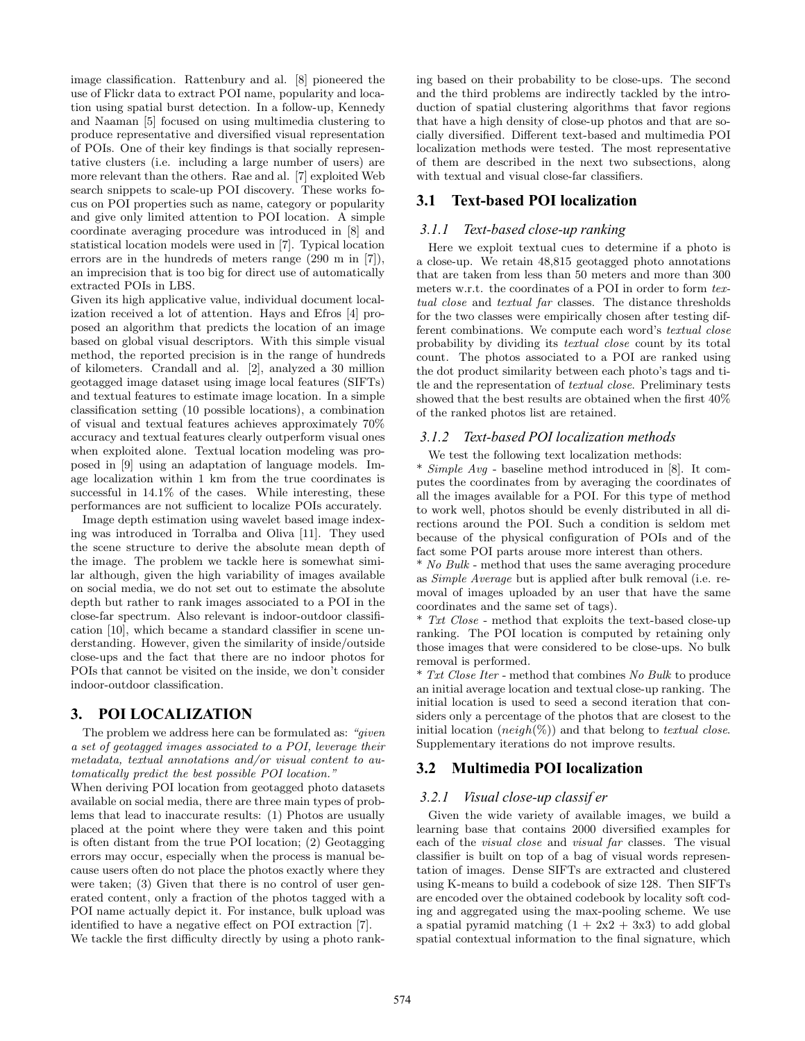image classification. Rattenbury and al. [8] pioneered the use of Flickr data to extract POI name, popularity and location using spatial burst detection. In a follow-up, Kennedy and Naaman [5] focused on using multimedia clustering to produce representative and diversified visual representation of POIs. One of their key findings is that socially representative clusters (i.e. including a large number of users) are more relevant than the others. Rae and al. [7] exploited Web search snippets to scale-up POI discovery. These works focus on POI properties such as name, category or popularity and give only limited attention to POI location. A simple coordinate averaging procedure was introduced in [8] and statistical location models were used in [7]. Typical location errors are in the hundreds of meters range (290 m in [7]), an imprecision that is too big for direct use of automatically extracted POIs in LBS.

Given its high applicative value, individual document localization received a lot of attention. Hays and Efros [4] proposed an algorithm that predicts the location of an image based on global visual descriptors. With this simple visual method, the reported precision is in the range of hundreds of kilometers. Crandall and al. [2], analyzed a 30 million geotagged image dataset using image local features (SIFTs) and textual features to estimate image location. In a simple classification setting (10 possible locations), a combination of visual and textual features achieves approximately 70% accuracy and textual features clearly outperform visual ones when exploited alone. Textual location modeling was proposed in [9] using an adaptation of language models. Image localization within 1 km from the true coordinates is successful in 14.1% of the cases. While interesting, these performances are not sufficient to localize POIs accurately.

Image depth estimation using wavelet based image indexing was introduced in Torralba and Oliva [11]. They used the scene structure to derive the absolute mean depth of the image. The problem we tackle here is somewhat similar although, given the high variability of images available on social media, we do not set out to estimate the absolute depth but rather to rank images associated to a POI in the close-far spectrum. Also relevant is indoor-outdoor classification [10], which became a standard classifier in scene understanding. However, given the similarity of inside/outside close-ups and the fact that there are no indoor photos for POIs that cannot be visited on the inside, we don't consider indoor-outdoor classification.

## 3. POI LOCALIZATION

The problem we address here can be formulated as: *"given a set of geotagged images associated to a POI, leverage their metadata, textual annotations and/or visual content to automatically predict the best possible POI location."*

When deriving POI location from geotagged photo datasets available on social media, there are three main types of problems that lead to inaccurate results: (1) Photos are usually placed at the point where they were taken and this point is often distant from the true POI location; (2) Geotagging errors may occur, especially when the process is manual because users often do not place the photos exactly where they were taken; (3) Given that there is no control of user generated content, only a fraction of the photos tagged with a POI name actually depict it. For instance, bulk upload was identified to have a negative effect on POI extraction [7].

We tackle the first difficulty directly by using a photo ranking based on their probability to be close-ups. The second and the third problems are indirectly tackled by the introduction of spatial clustering algorithms that favor regions that have a high density of close-up photos and that are socially diversified. Different text-based and multimedia POI localization methods were tested. The most representative of them are described in the next two subsections, along with textual and visual close-far classifiers.

### 3.1 Text-based POI localization

#### 3.1.1 Text-based close-up ranking

Here we exploit textual cues to determine if a photo is a close-up. We retain 48,815 geotagged photo annotations that are taken from less than 50 meters and more than 300 meters w.r.t. the coordinates of a POI in order to form *textual close* and *textual far* classes. The distance thresholds for the two classes were empirically chosen after testing different combinations. We compute each word's *textual close* probability by dividing its *textual close* count by its total count. The photos associated to a POI are ranked using the dot product similarity between each photo's tags and title and the representation of *textual close*. Preliminary tests showed that the best results are obtained when the first 40% of the ranked photos list are retained.

#### 3.1.2 Text-based POI localization methods

We test the following text localization methods:

* *Simple Avg* - baseline method introduced in [8]. It computes the coordinates from by averaging the coordinates of all the images available for a POI. For this type of method to work well, photos should be evenly distributed in all directions around the POI. Such a condition is seldom met because of the physical configuration of POIs and of the fact some POI parts arouse more interest than others.

* *No Bulk* - method that uses the same averaging procedure as *Simple Average* but is applied after bulk removal (i.e. removal of images uploaded by an user that have the same coordinates and the same set of tags).

* *Txt Close* - method that exploits the text-based close-up ranking. The POI location is computed by retaining only those images that were considered to be close-ups. No bulk removal is performed.

* *Txt Close Iter* - method that combines *No Bulk* to produce an initial average location and textual close-up ranking. The initial location is used to seed a second iteration that considers only a percentage of the photos that are closest to the initial location ($neigh(\%)$) and that belong to *textual close*. Supplementary iterations do not improve results.

### 3.2 Multimedia POI localization

#### 3.2.1 Visual close-up classifer

Given the wide variety of available images, we build a learning base that contains 2000 diversified examples for each of the *visual close* and *visual far* classes. The visual classifier is built on top of a bag of visual words representation of images. Dense SIFTs are extracted and clustered using K-means to build a codebook of size 128. Then SIFTs are encoded over the obtained codebook by locality soft coding and aggregated using the max-pooling scheme. We use a spatial pyramid matching (1 + 2x2 + 3x3) to add global spatial contextual information to the final signature, which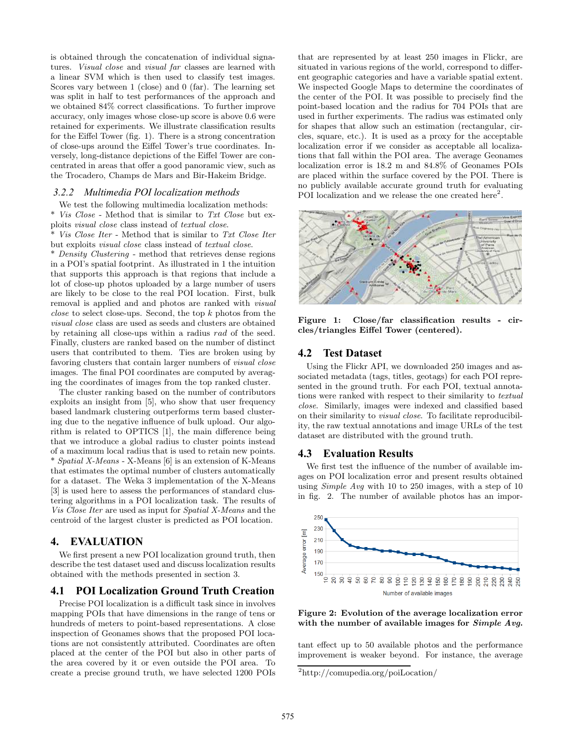is obtained through the concatenation of individual signatures. *Visual close* and *visual far* classes are learned with a linear SVM which is then used to classify test images. Scores vary between 1 (close) and 0 (far). The learning set was split in half to test performances of the approach and we obtained 84% correct classifications. To further improve accuracy, only images whose close-up score is above 0.6 were retained for experiments. We illustrate classification results for the Eiffel Tower (fig. 1). There is a strong concentration of close-ups around the Eiffel Tower's true coordinates. Inversely, long-distance depictions of the Eiffel Tower are concentrated in areas that offer a good panoramic view, such as the Trocadero, Champs de Mars and Bir-Hakeim Bridge.

### 3.2.2 Multimedia POI localization methods

We test the following multimedia localization methods:
* *Vis Close* - Method that is similar to *Txt Close* but exploits *visual close* class instead of *textual close*.
* *Vis Close Iter* - Method that is similar to *Txt Close Iter* but exploits *visual close* class instead of *textual close*.
* *Density Clustering* - method that retrieves dense regions in a POI's spatial footprint. As illustrated in 1 the intuition that supports this approach is that regions that include a lot of close-up photos uploaded by a large number of users are likely to be close to the real POI location. First, bulk removal is applied and and photos are ranked with *visual close* to select close-ups. Second, the top $k$ photos from the *visual close* class are used as seeds and clusters are obtained by retaining all close-ups within a radius $rad$ of the seed. Finally, clusters are ranked based on the number of distinct users that contributed to them. Ties are broken using by favoring clusters that contain larger numbers of *visual close* images. The final POI coordinates are computed by averaging the coordinates of images from the top ranked cluster.

The cluster ranking based on the number of contributors exploits an insight from [5], who show that user frequency based landmark clustering outperforms term based clustering due to the negative influence of bulk upload. Our algorithm is related to OPTICS [1], the main difference being that we introduce a global radius to cluster points instead of a maximum local radius that is used to retain new points.
* *Spatial X-Means* - X-Means [6] is an extension of K-Means that estimates the optimal number of clusters automatically for a dataset. The Weka 3 implementation of the X-Means [3] is used here to assess the performances of standard clustering algorithms in a POI localization task. The results of *Vis Close Iter* are used as input for *Spatial X-Means* and the centroid of the largest cluster is predicted as POI location.

## 4. EVALUATION

We first present a new POI localization ground truth, then describe the test dataset used and discuss localization results obtained with the methods presented in section 3.

## 4.1 POI Localization Ground Truth Creation

Precise POI localization is a difficult task since in involves mapping POIs that have dimensions in the range of tens or hundreds of meters to point-based representations. A close inspection of Geonames shows that the proposed POI locations are not consistently attributed. Coordinates are often placed at the center of the POI but also in other parts of the area covered by it or even outside the POI area. To create a precise ground truth, we have selected 1200 POIs that are represented by at least 250 images in Flickr, are situated in various regions of the world, correspond to different geographic categories and have a variable spatial extent. We inspected Google Maps to determine the coordinates of the center of the POI. It was possible to precisely find the point-based location and the radius for 704 POIs that are used in further experiments. The radius was estimated only for shapes that allow such an estimation (rectangular, circles, square, etc.). It is used as a proxy for the acceptable localization error if we consider as acceptable all localizations that fall within the POI area. The average Geonames localization error is 18.2 m and 84.8% of Geonames POIs are placed within the surface covered by the POI. There is no publicly available accurate ground truth for evaluating POI localization and we release the one created here[2].

**Figure 1: Close/far classification results - circles/triangles Eiffel Tower (centered).**

## 4.2 Test Dataset

Using the Flickr API, we downloaded 250 images and associated metadata (tags, titles, geotags) for each POI represented in the ground truth. For each POI, textual annotations were ranked with respect to their similarity to *textual close*. Similarly, images were indexed and classified based on their similarity to *visual close*. To facilitate reproducibility, the raw textual annotations and image URLs of the test dataset are distributed with the ground truth.

## 4.3 Evaluation Results

We first test the influence of the number of available images on POI localization error and present results obtained using *Simple Avg* with 10 to 250 images, with a step of 10 in fig. 2. The number of available photos has an important effect up to 50 available photos and the performance improvement is weaker beyond. For instance, the average

**Figure 2: Evolution of the average localization error with the number of available images for *Simple Avg*.**

[2] http://comupedia.org/poiLocation/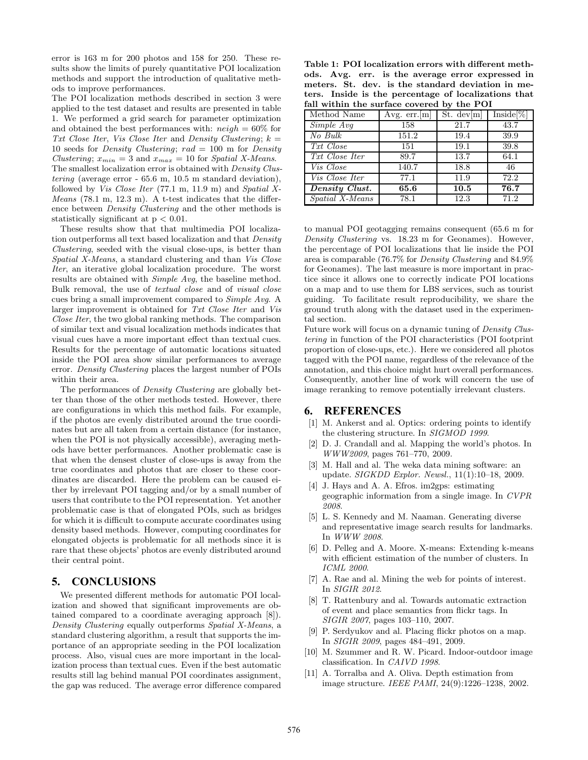error is 163 m for 200 photos and 158 for 250. These results show the limits of purely quantitative POI localization methods and support the introduction of qualitative methods to improve performances.

The POI localization methods described in section 3 were applied to the test dataset and results are presented in table 1. We performed a grid search for parameter optimization and obtained the best performances with: $neigh = 60\%$ for *Txt Close Iter*, *Vis Close Iter* and *Density Clustering*; $k = 10$ seeds for *Density Clustering*; $rad = 100$ m for *Density Clustering*; $x_{min} = 3$ and $x_{max} = 10$ for *Spatial X-Means*. The smallest localization error is obtained with *Density Clustering* (average error - 65.6 m, 10.5 m standard deviation), followed by *Vis Close Iter* (77.1 m, 11.9 m) and *Spatial X-Means* (78.1 m, 12.3 m). A t-test indicates that the difference between *Density Clustering* and the other methods is statistically significant at $p < 0.01$.

These results show that that multimedia POI localization outperforms all text based localization and that *Density Clustering*, seeded with the visual close-ups, is better than *Spatial X-Means*, a standard clustering and than *Vis Close Iter*, an iterative global localization procedure. The worst results are obtained with *Simple Avg*, the baseline method. Bulk removal, the use of *textual close* and of *visual close* cues bring a small improvement compared to *Simple Avg*. A larger improvement is obtained for *Txt Close Iter* and *Vis Close Iter*, the two global ranking methods. The comparison of similar text and visual localization methods indicates that visual cues have a more important effect than textual cues. Results for the percentage of automatic locations situated inside the POI area show similar performances to average error. *Density Clustering* places the largest number of POIs within their area.

The performances of *Density Clustering* are globally better than those of the other methods tested. However, there are configurations in which this method fails. For example, if the photos are evenly distributed around the true coordinates but are all taken from a certain distance (for instance, when the POI is not physically accessible), averaging methods have better performances. Another problematic case is that when the densest cluster of close-ups is away from the true coordinates and photos that are closer to these coordinates are discarded. Here the problem can be caused either by irrelevant POI tagging and/or by a small number of users that contribute to the POI representation. Yet another problematic case is that of elongated POIs, such as bridges for which it is difficult to compute accurate coordinates using density based methods. However, computing coordinates for elongated objects is problematic for all methods since it is rare that these objects' photos are evenly distributed around their central point.

**Table 1: POI localization errors with different methods. Avg. err. is the average error expressed in meters. St. dev. is the standard deviation in meters. Inside is the percentage of localizations that fall within the surface covered by the POI**

| Method Name | Avg. err.[m] | St. dev[m] | Inside[%] |
|---|---|---|---|
| *Simple Avg* | 158 | 21.7 | 43.7 |
| *No Bulk* | 151.2 | 19.4 | 39.9 |
| *Txt Close* | 151 | 19.1 | 39.8 |
| *Txt Close Iter* | 89.7 | 13.7 | 64.1 |
| *Vis Close* | 140.7 | 18.8 | 46 |
| *Vis Close Iter* | 77.1 | 11.9 | 72.2 |
| ***Density Clust.*** | **65.6** | **10.5** | **76.7** |
| *Spatial X-Means* | 78.1 | 12.3 | 71.2 |

to manual POI geotagging remains consequent (65.6 m for *Density Clustering* vs. 18.23 m for Geonames). However, the percentage of POI localizations that lie inside the POI area is comparable (76.7% for *Density Clustering* and 84.9% for Geonames). The last measure is more important in practice since it allows one to correctly indicate POI locations on a map and to use them for LBS services, such as tourist guiding. To facilitate result reproducibility, we share the ground truth along with the dataset used in the experimental section.

Future work will focus on a dynamic tuning of *Density Clustering* in function of the POI characteristics (POI footprint proportion of close-ups, etc.). Here we considered all photos tagged with the POI name, regardless of the relevance of the annotation, and this choice might hurt overall performances. Consequently, another line of work will concern the use of image reranking to remove potentially irrelevant clusters.

## 5. CONCLUSIONS

We presented different methods for automatic POI localization and showed that significant improvements are obtained compared to a coordinate averaging approach [8]). *Density Clustering* equally outperforms *Spatial X-Means*, a standard clustering algorithm, a result that supports the importance of an appropriate seeding in the POI localization process. Also, visual cues are more important in the localization process than textual cues. Even if the best automatic results still lag behind manual POI coordinates assignment, the gap was reduced. The average error difference compared

## 6. REFERENCES

[1] M. Ankerst and al. Optics: ordering points to identify the clustering structure. In *SIGMOD 1999*.

[2] D. J. Crandall and al. Mapping the world's photos. In *WWW2009*, pages 761–770, 2009.

[3] M. Hall and al. The weka data mining software: an update. *SIGKDD Explor. Newsl.*, 11(1):10–18, 2009.

[4] J. Hays and A. A. Efros. im2gps: estimating geographic information from a single image. In *CVPR 2008*.

[5] L. S. Kennedy and M. Naaman. Generating diverse and representative image search results for landmarks. In *WWW 2008*.

[6] D. Pelleg and A. Moore. X-means: Extending k-means with efficient estimation of the number of clusters. In *ICML 2000*.

[7] A. Rae and al. Mining the web for points of interest. In *SIGIR 2012*.

[8] T. Rattenbury and al. Towards automatic extraction of event and place semantics from flickr tags. In *SIGIR 2007*, pages 103–110, 2007.

[9] P. Serdyukov and al. Placing flickr photos on a map. In *SIGIR 2009*, pages 484–491, 2009.

[10] M. Szummer and R. W. Picard. Indoor-outdoor image classification. In *CAIVD 1998*.

[11] A. Torralba and A. Oliva. Depth estimation from image structure. *IEEE PAMI*, 24(9):1226–1238, 2002.